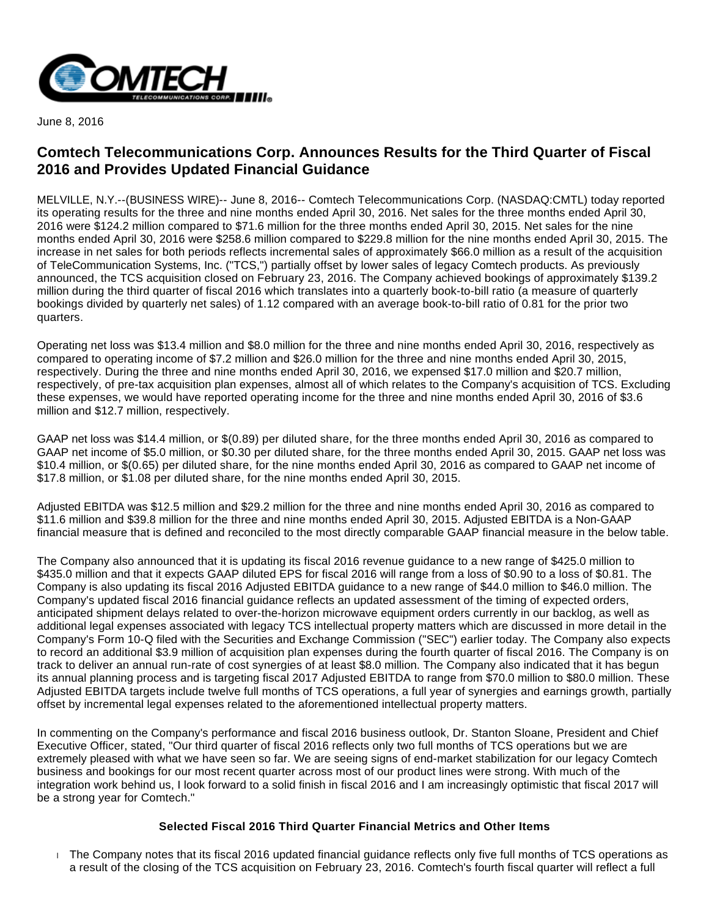June 8, 2016

# Comtech Telecommunications Corp. Announces Results for the Third Quarter of Fiscal 2016 and Provides Updated Financial Guidance

MELVILLE, N.Y.--(BUSINESS WIRE)-- June 8, 2016-- Comtech Telecommunications Corp. (NASDAQ:CMTL) today reported its operating results for the three and nine months ended April 30, 2016. Net sales for the three months ended April 30, 2016 were $124.2 million compared to $71.6 million for the three months ended April 30, 2015. Net sales for the nine months ended April 30, 2016 were $258.6 million compared to $229.8 million for the nine months ended April 30, 2015. The increase in net sales for both periods reflects incremental sales of approximately $66.0 million as a result of the acquisition of TeleCommunication Systems, Inc. ("TCS,") partially offset by lower sales of legacy Comtech products. As previously announced, the TCS acquisition closed on February 23, 2016. The Company achieved bookings of approximately $139.2 million during the third quarter of fiscal 2016 which translates into a quarterly book-to-bill ratio (a measure of quarterly bookings divided by quarterly net sales) of 1.12 compared with an average book-to-bill ratio of 0.81 for the prior two quarters.

Operating net loss was $13.4 million and $8.0 million for the three and nine months ended April 30, 2016, respectively as compared to operating income of $7.2 million and $26.0 million for the three and nine months ended April 30, 2015, respectively. During the three and nine months ended April 30, 2016, we expensed $17.0 million and $20.7 million, respectively, of pre-tax acquisition plan expenses, almost all of which relates to the Company's acquisition of TCS. Excluding these expenses, we would have reported operating income for the three and nine months ended April 30, 2016 of $3.6 million and $12.7 million, respectively.

GAAP net loss was $14.4 million, or $(0.89) per diluted share, for the three months ended April 30, 2016 as compared to GAAP net income of $5.0 million, or $0.30 per diluted share, for the three months ended April 30, 2015. GAAP net loss was $10.4 million, or $(0.65) per diluted share, for the nine months ended April 30, 2016 as compared to GAAP net income of $17.8 million, or $1.08 per diluted share, for the nine months ended April 30, 2015.

Adjusted EBITDA was $12.5 million and $29.2 million for the three and nine months ended April 30, 2016 as compared to $11.6 million and $39.8 million for the three and nine months ended April 30, 2015. Adjusted EBITDA is a Non-GAAP financial measure that is defined and reconciled to the most directly comparable GAAP financial measure in the below table.

The Company also announced that it is updating its fiscal 2016 revenue guidance to a new range of $425.0 million to $435.0 million and that it expects GAAP diluted EPS for fiscal 2016 will range from a loss of $0.90 to a loss of $0.81. The Company is also updating its fiscal 2016 Adjusted EBITDA guidance to a new range of $44.0 million to $46.0 million. The Company's updated fiscal 2016 financial guidance reflects an updated assessment of the timing of expected orders, anticipated shipment delays related to over-the-horizon microwave equipment orders currently in our backlog, as well as additional legal expenses associated with legacy TCS intellectual property matters which are discussed in more detail in the Company's Form 10-Q filed with the Securities and Exchange Commission ("SEC") earlier today. The Company also expects to record an additional $3.9 million of acquisition plan expenses during the fourth quarter of fiscal 2016. The Company is on track to deliver an annual run-rate of cost synergies of at least $8.0 million. The Company also indicated that it has begun its annual planning process and is targeting fiscal 2017 Adjusted EBITDA to range from $70.0 million to $80.0 million. These Adjusted EBITDA targets include twelve full months of TCS operations, a full year of synergies and earnings growth, partially offset by incremental legal expenses related to the aforementioned intellectual property matters.

In commenting on the Company's performance and fiscal 2016 business outlook, Dr. Stanton Sloane, President and Chief Executive Officer, stated, "Our third quarter of fiscal 2016 reflects only two full months of TCS operations but we are extremely pleased with what we have seen so far. We are seeing signs of end-market stabilization for our legacy Comtech business and bookings for our most recent quarter across most of our product lines were strong. With much of the integration work behind us, I look forward to a solid finish in fiscal 2016 and I am increasingly optimistic that fiscal 2017 will be a strong year for Comtech."

### Selected Fiscal 2016 Third Quarter Financial Metrics and Other Items

- The Company notes that its fiscal 2016 updated financial guidance reflects only five full months of TCS operations as a result of the closing of the TCS acquisition on February 23, 2016. Comtech's fourth fiscal quarter will reflect a full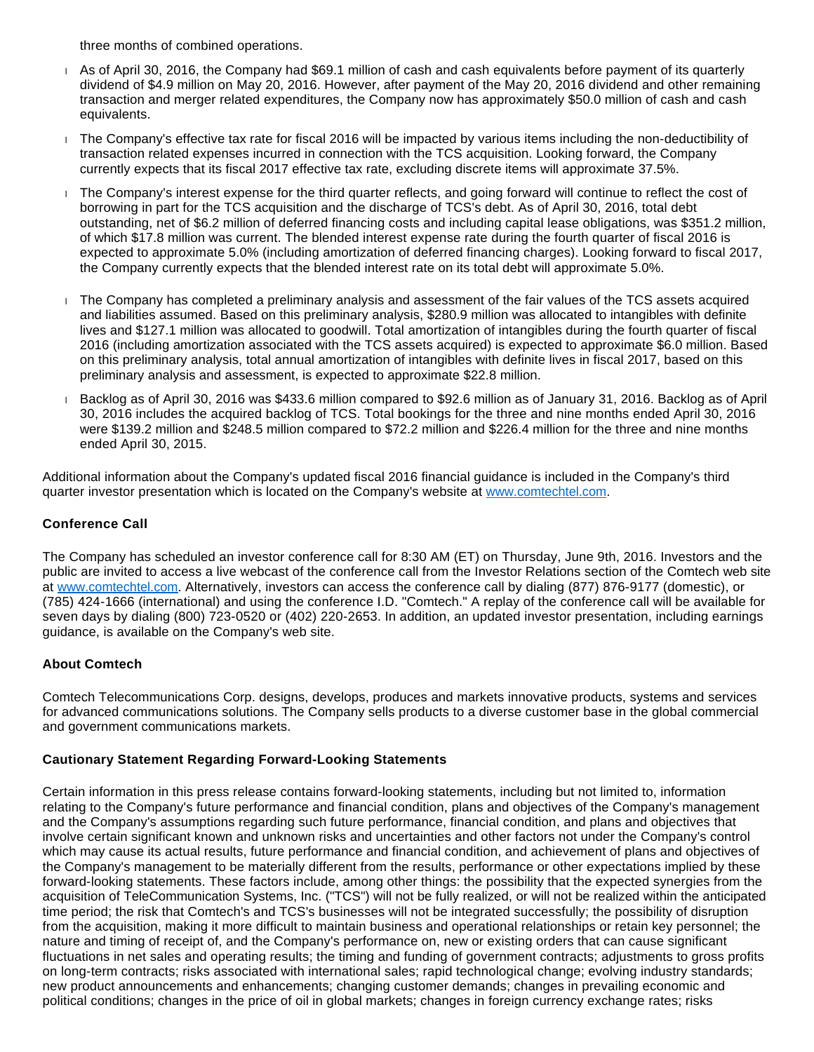three months of combined operations.

- As of April 30, 2016, the Company had $69.1 million of cash and cash equivalents before payment of its quarterly dividend of $4.9 million on May 20, 2016. However, after payment of the May 20, 2016 dividend and other remaining transaction and merger related expenditures, the Company now has approximately $50.0 million of cash and cash equivalents.
- The Company's effective tax rate for fiscal 2016 will be impacted by various items including the non-deductibility of transaction related expenses incurred in connection with the TCS acquisition. Looking forward, the Company currently expects that its fiscal 2017 effective tax rate, excluding discrete items will approximate 37.5%.
- The Company's interest expense for the third quarter reflects, and going forward will continue to reflect the cost of borrowing in part for the TCS acquisition and the discharge of TCS's debt. As of April 30, 2016, total debt outstanding, net of $6.2 million of deferred financing costs and including capital lease obligations, was $351.2 million, of which $17.8 million was current. The blended interest expense rate during the fourth quarter of fiscal 2016 is expected to approximate 5.0% (including amortization of deferred financing charges). Looking forward to fiscal 2017, the Company currently expects that the blended interest rate on its total debt will approximate 5.0%.
- The Company has completed a preliminary analysis and assessment of the fair values of the TCS assets acquired and liabilities assumed. Based on this preliminary analysis, $280.9 million was allocated to intangibles with definite lives and $127.1 million was allocated to goodwill. Total amortization of intangibles during the fourth quarter of fiscal 2016 (including amortization associated with the TCS assets acquired) is expected to approximate $6.0 million. Based on this preliminary analysis, total annual amortization of intangibles with definite lives in fiscal 2017, based on this preliminary analysis and assessment, is expected to approximate $22.8 million.
- Backlog as of April 30, 2016 was $433.6 million compared to $92.6 million as of January 31, 2016. Backlog as of April 30, 2016 includes the acquired backlog of TCS. Total bookings for the three and nine months ended April 30, 2016 were $139.2 million and $248.5 million compared to $72.2 million and $226.4 million for the three and nine months ended April 30, 2015.

Additional information about the Company's updated fiscal 2016 financial guidance is included in the Company's third quarter investor presentation which is located on the Company's website at www.comtechtel.com.

### Conference Call

The Company has scheduled an investor conference call for 8:30 AM (ET) on Thursday, June 9th, 2016. Investors and the public are invited to access a live webcast of the conference call from the Investor Relations section of the Comtech web site at www.comtechtel.com. Alternatively, investors can access the conference call by dialing (877) 876-9177 (domestic), or (785) 424-1666 (international) and using the conference I.D. "Comtech." A replay of the conference call will be available for seven days by dialing (800) 723-0520 or (402) 220-2653. In addition, an updated investor presentation, including earnings guidance, is available on the Company's web site.

### About Comtech

Comtech Telecommunications Corp. designs, develops, produces and markets innovative products, systems and services for advanced communications solutions. The Company sells products to a diverse customer base in the global commercial and government communications markets.

### Cautionary Statement Regarding Forward-Looking Statements

Certain information in this press release contains forward-looking statements, including but not limited to, information relating to the Company's future performance and financial condition, plans and objectives of the Company's management and the Company's assumptions regarding such future performance, financial condition, and plans and objectives that involve certain significant known and unknown risks and uncertainties and other factors not under the Company's control which may cause its actual results, future performance and financial condition, and achievement of plans and objectives of the Company's management to be materially different from the results, performance or other expectations implied by these forward-looking statements. These factors include, among other things: the possibility that the expected synergies from the acquisition of TeleCommunication Systems, Inc. ("TCS") will not be fully realized, or will not be realized within the anticipated time period; the risk that Comtech's and TCS's businesses will not be integrated successfully; the possibility of disruption from the acquisition, making it more difficult to maintain business and operational relationships or retain key personnel; the nature and timing of receipt of, and the Company's performance on, new or existing orders that can cause significant fluctuations in net sales and operating results; the timing and funding of government contracts; adjustments to gross profits on long-term contracts; risks associated with international sales; rapid technological change; evolving industry standards; new product announcements and enhancements; changing customer demands; changes in prevailing economic and political conditions; changes in the price of oil in global markets; changes in foreign currency exchange rates; risks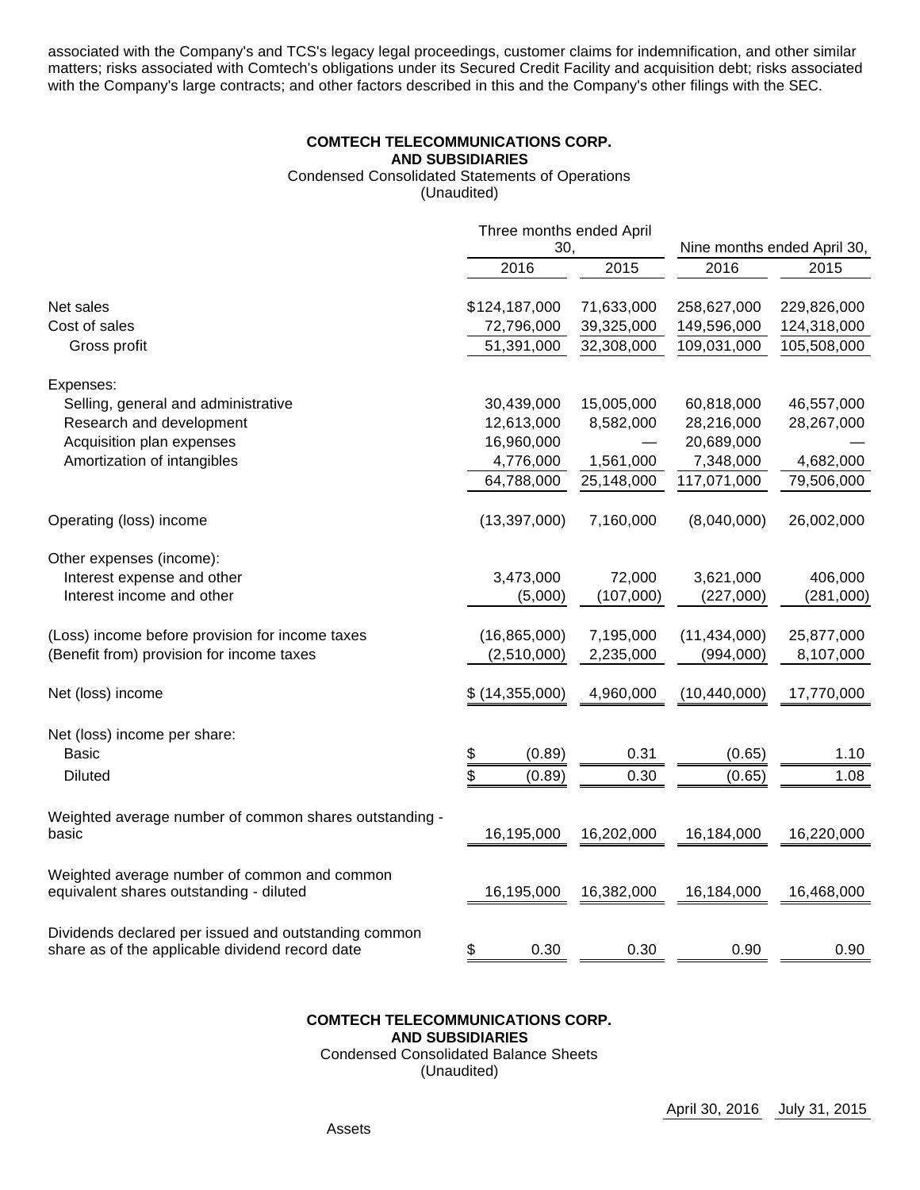associated with the Company's and TCS's legacy legal proceedings, customer claims for indemnification, and other similar matters; risks associated with Comtech's obligations under its Secured Credit Facility and acquisition debt; risks associated with the Company's large contracts; and other factors described in this and the Company's other filings with the SEC.

**COMTECH TELECOMMUNICATIONS CORP.**
**AND SUBSIDIARIES**
Condensed Consolidated Statements of Operations
(Unaudited)

| | Three months ended April 30, | | Nine months ended April 30, | |
|---|---|---|---|---|
| | 2016 | 2015 | 2016 | 2015 |
| Net sales | $124,187,000 | 71,633,000 | 258,627,000 | 229,826,000 |
| Cost of sales | 72,796,000 | 39,325,000 | 149,596,000 | 124,318,000 |
| Gross profit | 51,391,000 | 32,308,000 | 109,031,000 | 105,508,000 |
| Expenses: | | | | |
| Selling, general and administrative | 30,439,000 | 15,005,000 | 60,818,000 | 46,557,000 |
| Research and development | 12,613,000 | 8,582,000 | 28,216,000 | 28,267,000 |
| Acquisition plan expenses | 16,960,000 | — | 20,689,000 | — |
| Amortization of intangibles | 4,776,000 | 1,561,000 | 7,348,000 | 4,682,000 |
| | 64,788,000 | 25,148,000 | 117,071,000 | 79,506,000 |
| Operating (loss) income | (13,397,000) | 7,160,000 | (8,040,000) | 26,002,000 |
| Other expenses (income): | | | | |
| Interest expense and other | 3,473,000 | 72,000 | 3,621,000 | 406,000 |
| Interest income and other | (5,000) | (107,000) | (227,000) | (281,000) |
| (Loss) income before provision for income taxes | (16,865,000) | 7,195,000 | (11,434,000) | 25,877,000 |
| (Benefit from) provision for income taxes | (2,510,000) | 2,235,000 | (994,000) | 8,107,000 |
| Net (loss) income | $ (14,355,000) | 4,960,000 | (10,440,000) | 17,770,000 |
| Net (loss) income per share: | | | | |
| Basic | $ (0.89) | 0.31 | (0.65) | 1.10 |
| Diluted | $ (0.89) | 0.30 | (0.65) | 1.08 |
| Weighted average number of common shares outstanding - basic | 16,195,000 | 16,202,000 | 16,184,000 | 16,220,000 |
| Weighted average number of common and common equivalent shares outstanding - diluted | 16,195,000 | 16,382,000 | 16,184,000 | 16,468,000 |
| Dividends declared per issued and outstanding common share as of the applicable dividend record date | $ 0.30 | 0.30 | 0.90 | 0.90 |

**COMTECH TELECOMMUNICATIONS CORP.**
**AND SUBSIDIARIES**
Condensed Consolidated Balance Sheets
(Unaudited)

| | April 30, 2016 | July 31, 2015 |
|---|---|---|
| Assets | | |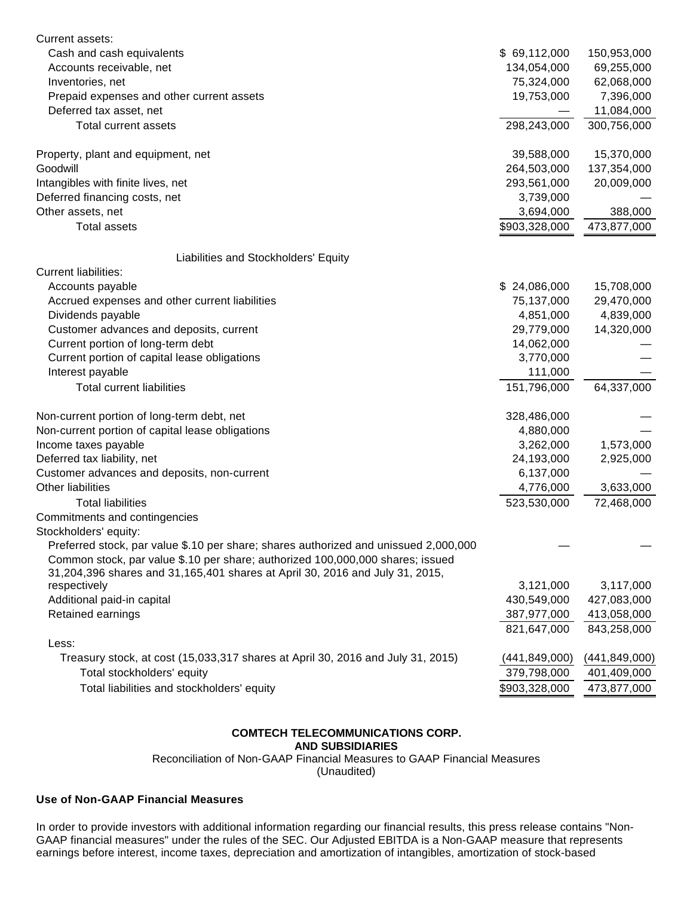| | | |
|---|---|---|
| Current assets: | | |
| Cash and cash equivalents | $ 69,112,000 | 150,953,000 |
| Accounts receivable, net | 134,054,000 | 69,255,000 |
| Inventories, net | 75,324,000 | 62,068,000 |
| Prepaid expenses and other current assets | 19,753,000 | 7,396,000 |
| Deferred tax asset, net | — | 11,084,000 |
| Total current assets | 298,243,000 | 300,756,000 |
| | | |
| Property, plant and equipment, net | 39,588,000 | 15,370,000 |
| Goodwill | 264,503,000 | 137,354,000 |
| Intangibles with finite lives, net | 293,561,000 | 20,009,000 |
| Deferred financing costs, net | 3,739,000 | — |
| Other assets, net | 3,694,000 | 388,000 |
| Total assets | $903,328,000 | 473,877,000 |
| | | |
| Liabilities and Stockholders' Equity | | |
| Current liabilities: | | |
| Accounts payable | $ 24,086,000 | 15,708,000 |
| Accrued expenses and other current liabilities | 75,137,000 | 29,470,000 |
| Dividends payable | 4,851,000 | 4,839,000 |
| Customer advances and deposits, current | 29,779,000 | 14,320,000 |
| Current portion of long-term debt | 14,062,000 | — |
| Current portion of capital lease obligations | 3,770,000 | — |
| Interest payable | 111,000 | — |
| Total current liabilities | 151,796,000 | 64,337,000 |
| | | |
| Non-current portion of long-term debt, net | 328,486,000 | — |
| Non-current portion of capital lease obligations | 4,880,000 | — |
| Income taxes payable | 3,262,000 | 1,573,000 |
| Deferred tax liability, net | 24,193,000 | 2,925,000 |
| Customer advances and deposits, non-current | 6,137,000 | — |
| Other liabilities | 4,776,000 | 3,633,000 |
| Total liabilities | 523,530,000 | 72,468,000 |
| Commitments and contingencies | | |
| Stockholders' equity: | | |
| Preferred stock, par value $.10 per share; shares authorized and unissued 2,000,000 | — | — |
| Common stock, par value $.10 per share; authorized 100,000,000 shares; issued 31,204,396 shares and 31,165,401 shares at April 30, 2016 and July 31, 2015, respectively | 3,121,000 | 3,117,000 |
| Additional paid-in capital | 430,549,000 | 427,083,000 |
| Retained earnings | 387,977,000 | 413,058,000 |
| | 821,647,000 | 843,258,000 |
| Less: | | |
| Treasury stock, at cost (15,033,317 shares at April 30, 2016 and July 31, 2015) | (441,849,000) | (441,849,000) |
| Total stockholders' equity | 379,798,000 | 401,409,000 |
| Total liabilities and stockholders' equity | $903,328,000 | 473,877,000 |

**COMTECH TELECOMMUNICATIONS CORP.**
**AND SUBSIDIARIES**
Reconciliation of Non-GAAP Financial Measures to GAAP Financial Measures
(Unaudited)

**Use of Non-GAAP Financial Measures**

In order to provide investors with additional information regarding our financial results, this press release contains "Non-GAAP financial measures" under the rules of the SEC. Our Adjusted EBITDA is a Non-GAAP measure that represents earnings before interest, income taxes, depreciation and amortization of intangibles, amortization of stock-based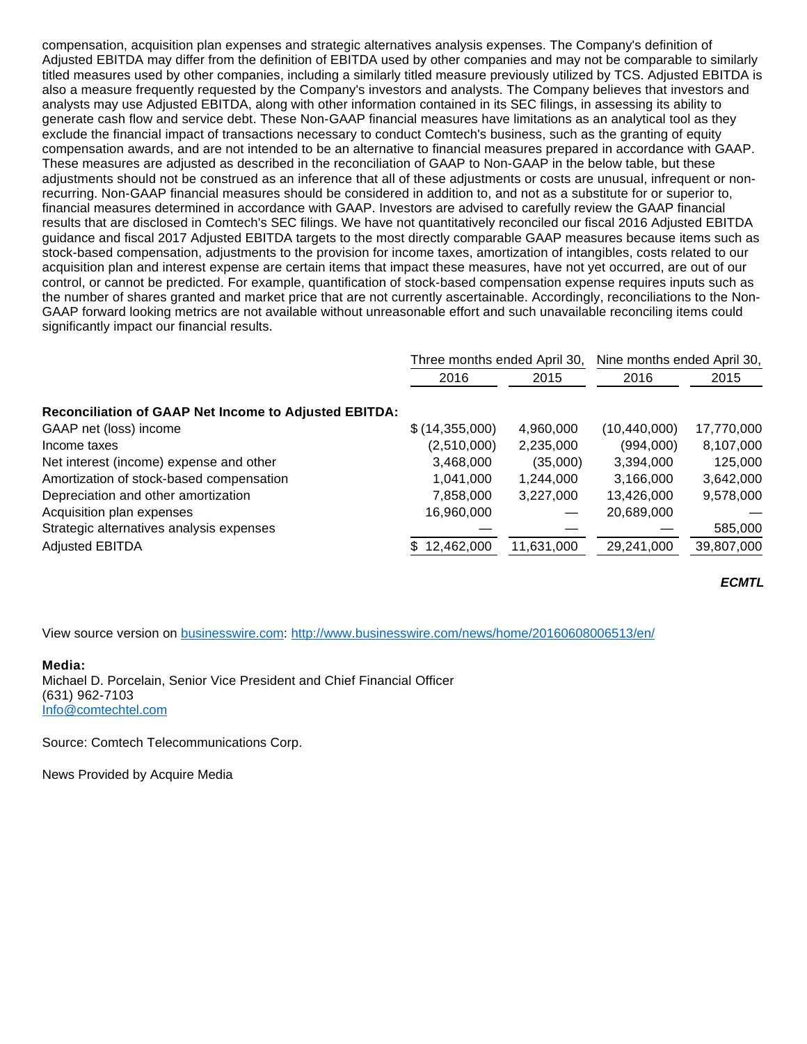compensation, acquisition plan expenses and strategic alternatives analysis expenses. The Company's definition of Adjusted EBITDA may differ from the definition of EBITDA used by other companies and may not be comparable to similarly titled measures used by other companies, including a similarly titled measure previously utilized by TCS. Adjusted EBITDA is also a measure frequently requested by the Company's investors and analysts. The Company believes that investors and analysts may use Adjusted EBITDA, along with other information contained in its SEC filings, in assessing its ability to generate cash flow and service debt. These Non-GAAP financial measures have limitations as an analytical tool as they exclude the financial impact of transactions necessary to conduct Comtech's business, such as the granting of equity compensation awards, and are not intended to be an alternative to financial measures prepared in accordance with GAAP. These measures are adjusted as described in the reconciliation of GAAP to Non-GAAP in the below table, but these adjustments should not be construed as an inference that all of these adjustments or costs are unusual, infrequent or non-recurring. Non-GAAP financial measures should be considered in addition to, and not as a substitute for or superior to, financial measures determined in accordance with GAAP. Investors are advised to carefully review the GAAP financial results that are disclosed in Comtech's SEC filings. We have not quantitatively reconciled our fiscal 2016 Adjusted EBITDA guidance and fiscal 2017 Adjusted EBITDA targets to the most directly comparable GAAP measures because items such as stock-based compensation, adjustments to the provision for income taxes, amortization of intangibles, costs related to our acquisition plan and interest expense are certain items that impact these measures, have not yet occurred, are out of our control, or cannot be predicted. For example, quantification of stock-based compensation expense requires inputs such as the number of shares granted and market price that are not currently ascertainable. Accordingly, reconciliations to the Non-GAAP forward looking metrics are not available without unreasonable effort and such unavailable reconciling items could significantly impact our financial results.

| | Three months ended April 30, | | Nine months ended April 30, | |
|---|---|---|---|---|
| | 2016 | 2015 | 2016 | 2015 |
| **Reconciliation of GAAP Net Income to Adjusted EBITDA:** | | | | |
| GAAP net (loss) income | $ (14,355,000) | 4,960,000 | (10,440,000) | 17,770,000 |
| Income taxes | (2,510,000) | 2,235,000 | (994,000) | 8,107,000 |
| Net interest (income) expense and other | 3,468,000 | (35,000) | 3,394,000 | 125,000 |
| Amortization of stock-based compensation | 1,041,000 | 1,244,000 | 3,166,000 | 3,642,000 |
| Depreciation and other amortization | 7,858,000 | 3,227,000 | 13,426,000 | 9,578,000 |
| Acquisition plan expenses | 16,960,000 | — | 20,689,000 | — |
| Strategic alternatives analysis expenses | — | — | — | 585,000 |
| Adjusted EBITDA | $ 12,462,000 | 11,631,000 | 29,241,000 | 39,807,000 |

***ECMTL***

View source version on businesswire.com: http://www.businesswire.com/news/home/20160608006513/en/

**Media:**
Michael D. Porcelain, Senior Vice President and Chief Financial Officer
(631) 962-7103
Info@comtechtel.com

Source: Comtech Telecommunications Corp.

News Provided by Acquire Media